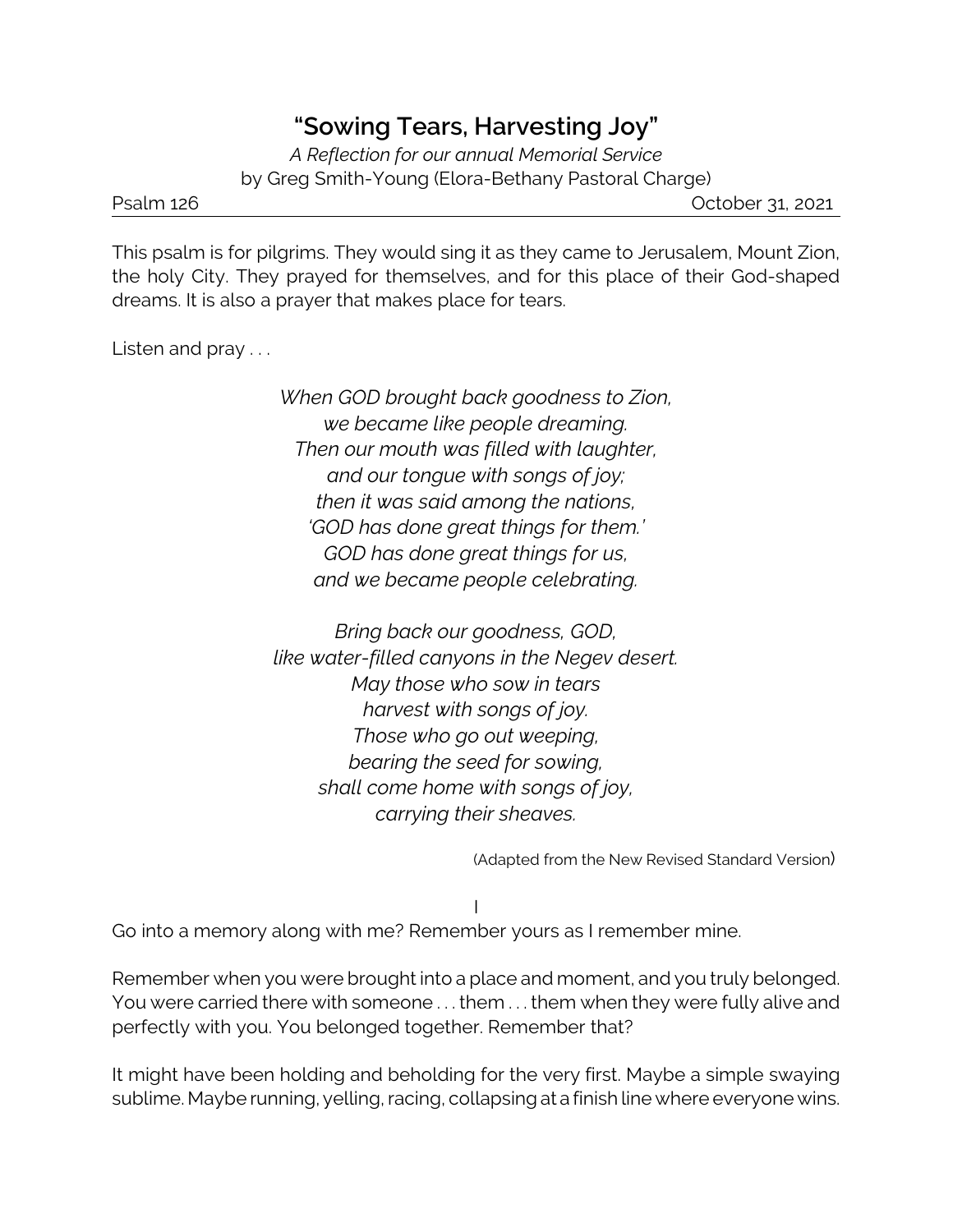# "Sowing Tears, Harvesting Joy"

*A Reflection for our annual Memorial Service*

by Greg Smith-Young (Elora-Bethany Pastoral Charge)

Psalm 126 October 31, 2021

---

This psalm is for pilgrims. They would sing it as they came to Jerusalem, Mount Zion, the holy City. They prayed for themselves, and for this place of their God-shaped dreams. It is also a prayer that makes place for tears.

Listen and pray . . .

*When GOD brought back goodness to Zion,*
*we became like people dreaming.*
*Then our mouth was filled with laughter,*
*and our tongue with songs of joy;*
*then it was said among the nations,*
*'GOD has done great things for them.'*
*GOD has done great things for us,*
*and we became people celebrating.*

*Bring back our goodness, GOD,*
*like water-filled canyons in the Negev desert.*
*May those who sow in tears*
*harvest with songs of joy.*
*Those who go out weeping,*
*bearing the seed for sowing,*
*shall come home with songs of joy,*
*carrying their sheaves.*

(Adapted from the New Revised Standard Version)

## I

Go into a memory along with me? Remember yours as I remember mine.

Remember when you were brought into a place and moment, and you truly belonged. You were carried there with someone . . . them . . . them when they were fully alive and perfectly with you. You belonged together. Remember that?

It might have been holding and beholding for the very first. Maybe a simple swaying sublime. Maybe running, yelling, racing, collapsing at a finish line where everyone wins.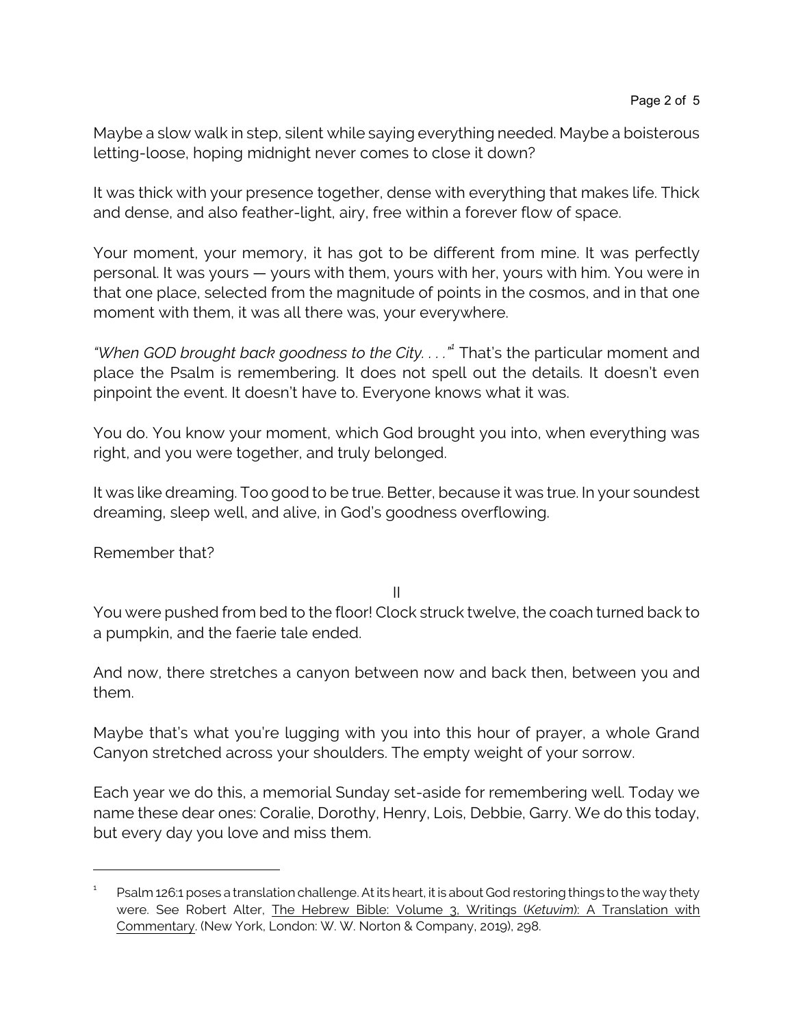Maybe a slow walk in step, silent while saying everything needed. Maybe a boisterous letting-loose, hoping midnight never comes to close it down?

It was thick with your presence together, dense with everything that makes life. Thick and dense, and also feather-light, airy, free within a forever flow of space.

Your moment, your memory, it has got to be different from mine. It was perfectly personal. It was yours — yours with them, yours with her, yours with him. You were in that one place, selected from the magnitude of points in the cosmos, and in that one moment with them, it was all there was, your everywhere.

*"When GOD brought back goodness to the City. . . ."*[1] That's the particular moment and place the Psalm is remembering. It does not spell out the details. It doesn't even pinpoint the event. It doesn't have to. Everyone knows what it was.

You do. You know your moment, which God brought you into, when everything was right, and you were together, and truly belonged.

It was like dreaming. Too good to be true. Better, because it was true. In your soundest dreaming, sleep well, and alive, in God's goodness overflowing.

Remember that?

II

You were pushed from bed to the floor! Clock struck twelve, the coach turned back to a pumpkin, and the faerie tale ended.

And now, there stretches a canyon between now and back then, between you and them.

Maybe that's what you're lugging with you into this hour of prayer, a whole Grand Canyon stretched across your shoulders. The empty weight of your sorrow.

Each year we do this, a memorial Sunday set-aside for remembering well. Today we name these dear ones: Coralie, Dorothy, Henry, Lois, Debbie, Garry. We do this today, but every day you love and miss them.

---

[1] Psalm 126:1 poses a translation challenge. At its heart, it is about God restoring things to the way thety were. See Robert Alter, The Hebrew Bible: Volume 3, Writings (*Ketuvim*): A Translation with Commentary. (New York, London: W. W. Norton & Company, 2019), 298.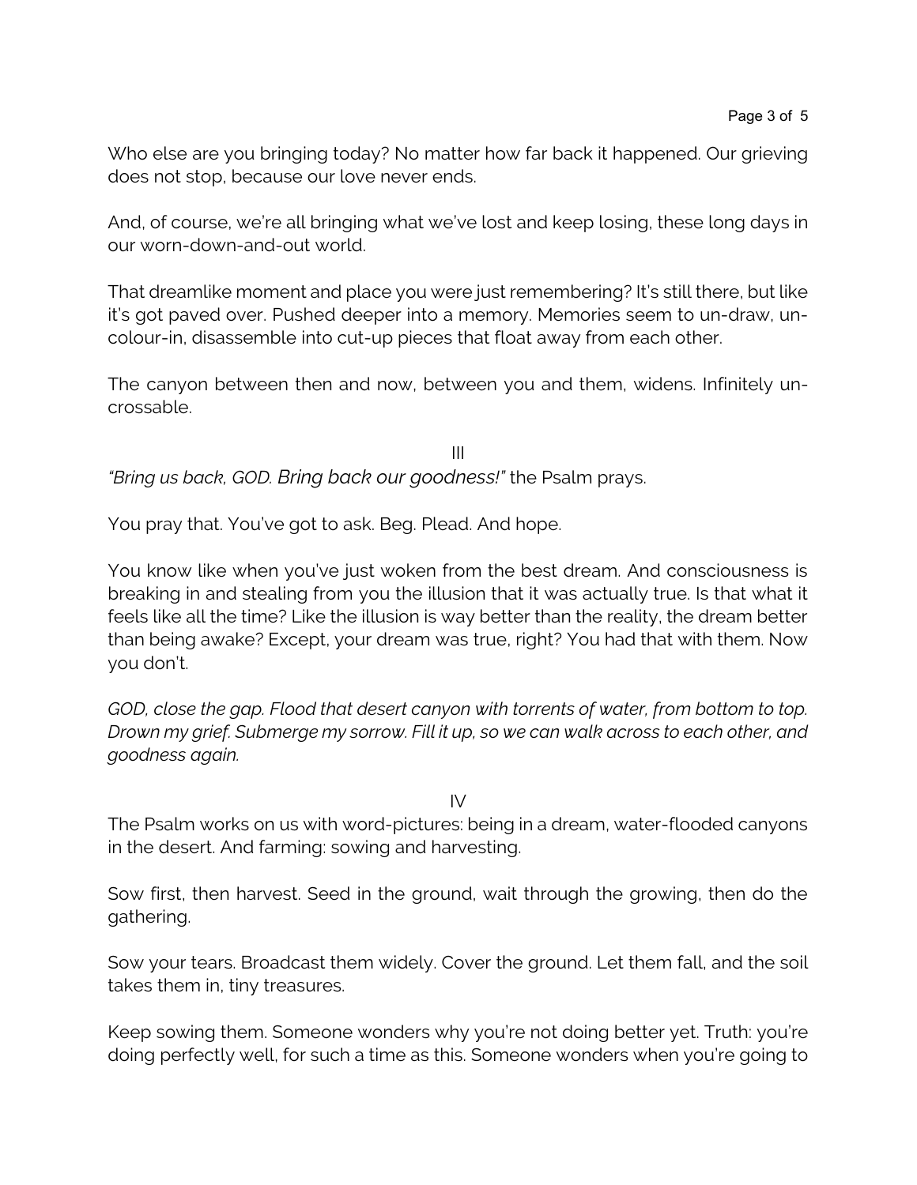Who else are you bringing today? No matter how far back it happened. Our grieving does not stop, because our love never ends.

And, of course, we're all bringing what we've lost and keep losing, these long days in our worn-down-and-out world.

That dreamlike moment and place you were just remembering? It's still there, but like it's got paved over. Pushed deeper into a memory. Memories seem to un-draw, un-colour-in, disassemble into cut-up pieces that float away from each other.

The canyon between then and now, between you and them, widens. Infinitely un-crossable.

III

*"Bring us back, GOD. Bring back our goodness!"* the Psalm prays.

You pray that. You've got to ask. Beg. Plead. And hope.

You know like when you've just woken from the best dream. And consciousness is breaking in and stealing from you the illusion that it was actually true. Is that what it feels like all the time? Like the illusion is way better than the reality, the dream better than being awake? Except, your dream was true, right? You had that with them. Now you don't.

*GOD, close the gap. Flood that desert canyon with torrents of water, from bottom to top. Drown my grief. Submerge my sorrow. Fill it up, so we can walk across to each other, and goodness again.*

IV

The Psalm works on us with word-pictures: being in a dream, water-flooded canyons in the desert. And farming: sowing and harvesting.

Sow first, then harvest. Seed in the ground, wait through the growing, then do the gathering.

Sow your tears. Broadcast them widely. Cover the ground. Let them fall, and the soil takes them in, tiny treasures.

Keep sowing them. Someone wonders why you're not doing better yet. Truth: you're doing perfectly well, for such a time as this. Someone wonders when you're going to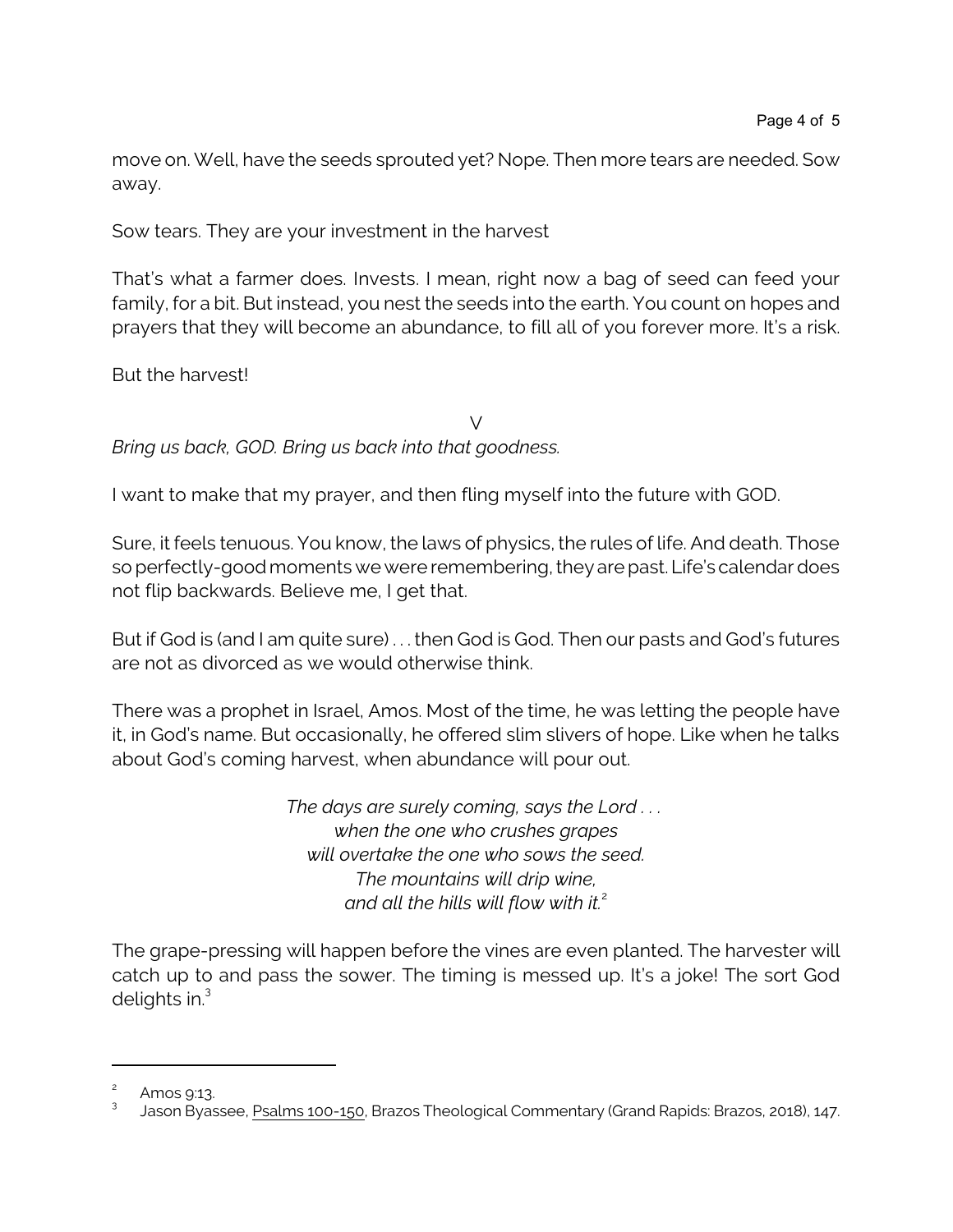move on. Well, have the seeds sprouted yet? Nope. Then more tears are needed. Sow away.

Sow tears. They are your investment in the harvest

That's what a farmer does. Invests. I mean, right now a bag of seed can feed your family, for a bit. But instead, you nest the seeds into the earth. You count on hopes and prayers that they will become an abundance, to fill all of you forever more. It's a risk.

But the harvest!

V

*Bring us back, GOD. Bring us back into that goodness.*

I want to make that my prayer, and then fling myself into the future with GOD.

Sure, it feels tenuous. You know, the laws of physics, the rules of life. And death. Those so perfectly-good moments we were remembering, they are past. Life's calendar does not flip backwards. Believe me, I get that.

But if God is (and I am quite sure) . . . then God is God. Then our pasts and God's futures are not as divorced as we would otherwise think.

There was a prophet in Israel, Amos. Most of the time, he was letting the people have it, in God's name. But occasionally, he offered slim slivers of hope. Like when he talks about God's coming harvest, when abundance will pour out.

> *The days are surely coming, says the Lord . . .*
> *when the one who crushes grapes*
> *will overtake the one who sows the seed.*
> *The mountains will drip wine,*
> *and all the hills will flow with it.*[2]

The grape-pressing will happen before the vines are even planted. The harvester will catch up to and pass the sower. The timing is messed up. It's a joke! The sort God delights in.[3]

---

[2] Amos 9:13.

[3] Jason Byassee, Psalms 100-150, Brazos Theological Commentary (Grand Rapids: Brazos, 2018), 147.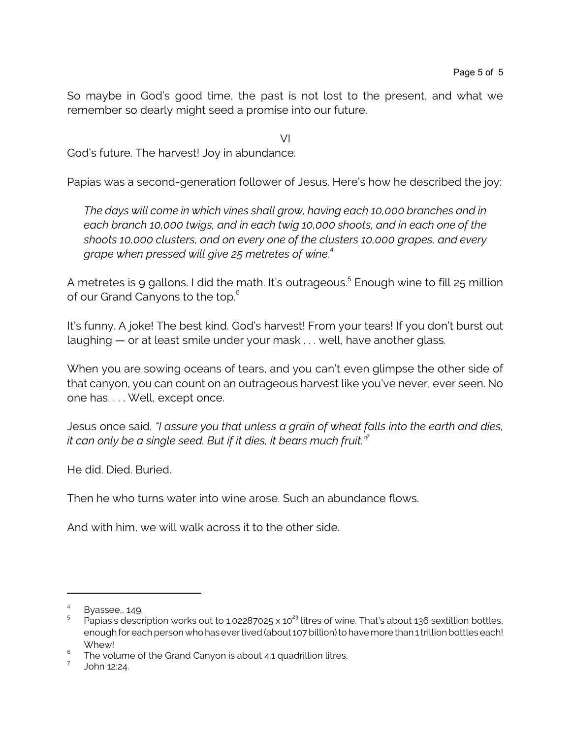So maybe in God's good time, the past is not lost to the present, and what we remember so dearly might seed a promise into our future.

VI

God's future. The harvest! Joy in abundance.

Papias was a second-generation follower of Jesus. Here's how he described the joy:

> *The days will come in which vines shall grow, having each 10,000 branches and in each branch 10,000 twigs, and in each twig 10,000 shoots, and in each one of the shoots 10,000 clusters, and on every one of the clusters 10,000 grapes, and every grape when pressed will give 25 metretes of wine.*[4]

A metretes is 9 gallons. I did the math. It's outrageous.[5] Enough wine to fill 25 million of our Grand Canyons to the top.[6]

It's funny. A joke! The best kind. God's harvest! From your tears! If you don't burst out laughing — or at least smile under your mask . . . well, have another glass.

When you are sowing oceans of tears, and you can't even glimpse the other side of that canyon, you can count on an outrageous harvest like you've never, ever seen. No one has. . . . Well, except once.

Jesus once said, *"I assure you that unless a grain of wheat falls into the earth and dies, it can only be a single seed. But if it dies, it bears much fruit."*[7]

He did. Died. Buried.

Then he who turns water into wine arose. Such an abundance flows.

And with him, we will walk across it to the other side.

---

[4] Byassee,, 149.

[5] Papias's description works out to $1.02287025 \times 10^{23}$ litres of wine. That's about 136 sextillion bottles, enough for each person who has ever lived (about 107 billion) to have more than 1 trillion bottles each! Whew!

[6] The volume of the Grand Canyon is about 4.1 quadrillion litres.

[7] John 12:24.